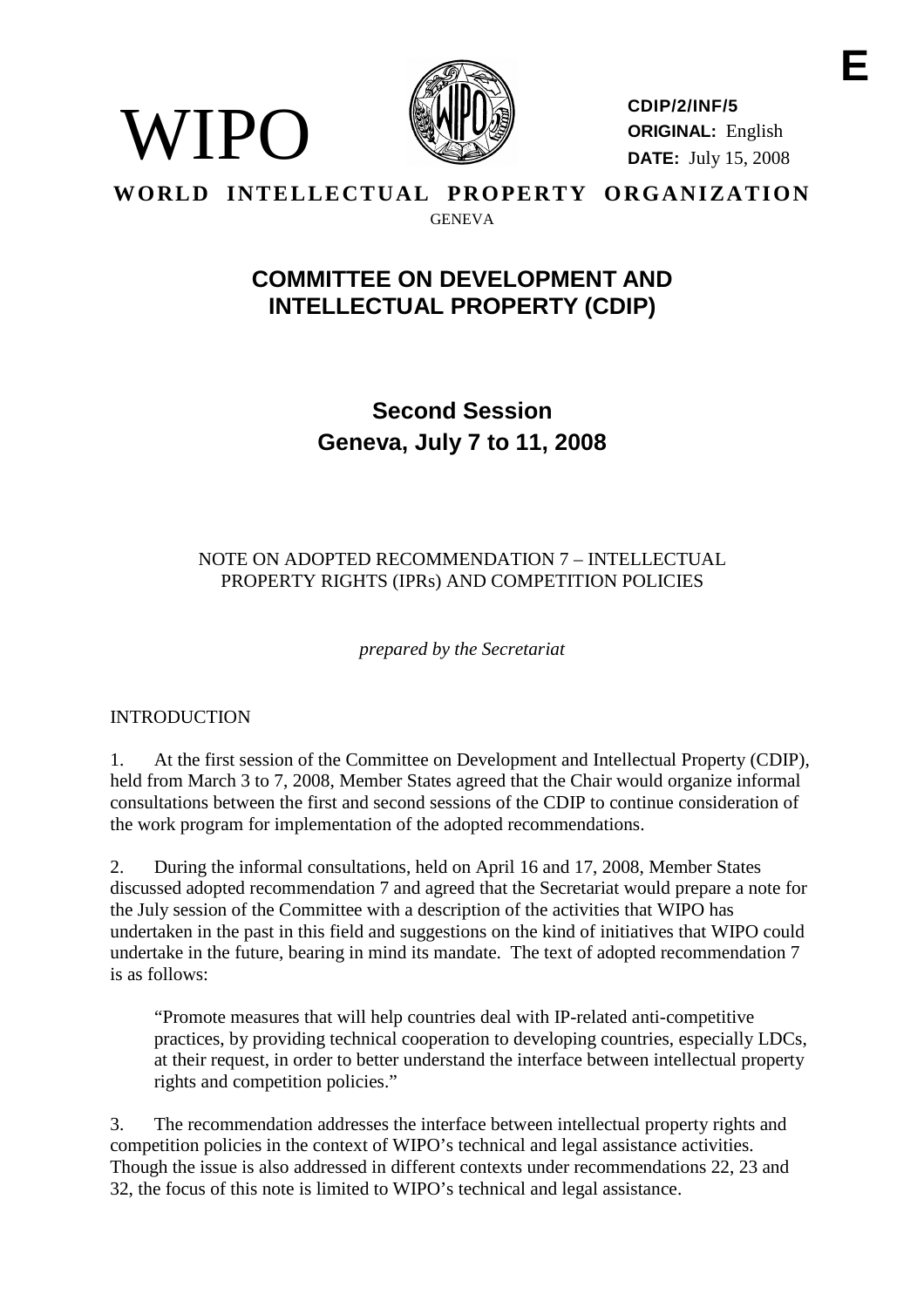E

WIPO

CDIP/2/INF/5
**ORIGINAL:** English
**DATE:** July 15, 2008

**WORLD INTELLECTUAL PROPERTY ORGANIZATION**
GENEVA

# COMMITTEE ON DEVELOPMENT AND INTELLECTUAL PROPERTY (CDIP)

## Second Session
## Geneva, July 7 to 11, 2008

NOTE ON ADOPTED RECOMMENDATION 7 – INTELLECTUAL PROPERTY RIGHTS (IPRs) AND COMPETITION POLICIES

*prepared by the Secretariat*

INTRODUCTION

1. At the first session of the Committee on Development and Intellectual Property (CDIP), held from March 3 to 7, 2008, Member States agreed that the Chair would organize informal consultations between the first and second sessions of the CDIP to continue consideration of the work program for implementation of the adopted recommendations.

2. During the informal consultations, held on April 16 and 17, 2008, Member States discussed adopted recommendation 7 and agreed that the Secretariat would prepare a note for the July session of the Committee with a description of the activities that WIPO has undertaken in the past in this field and suggestions on the kind of initiatives that WIPO could undertake in the future, bearing in mind its mandate. The text of adopted recommendation 7 is as follows:

> "Promote measures that will help countries deal with IP-related anti-competitive practices, by providing technical cooperation to developing countries, especially LDCs, at their request, in order to better understand the interface between intellectual property rights and competition policies."

3. The recommendation addresses the interface between intellectual property rights and competition policies in the context of WIPO's technical and legal assistance activities. Though the issue is also addressed in different contexts under recommendations 22, 23 and 32, the focus of this note is limited to WIPO's technical and legal assistance.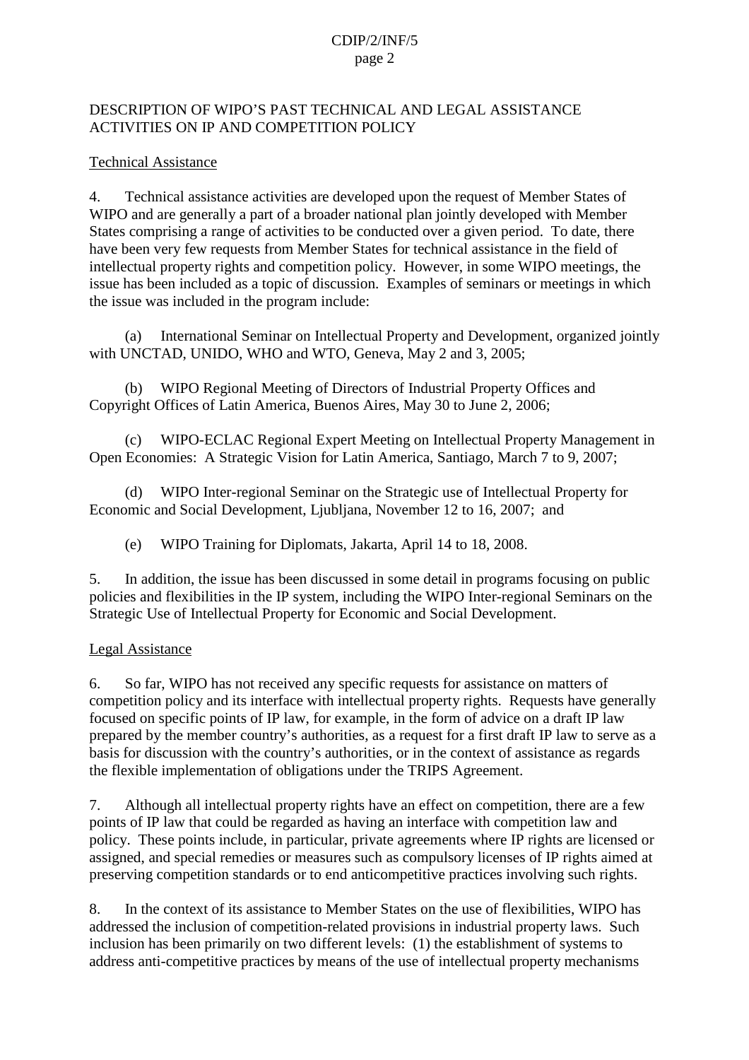## DESCRIPTION OF WIPO'S PAST TECHNICAL AND LEGAL ASSISTANCE ACTIVITIES ON IP AND COMPETITION POLICY

### Technical Assistance

4. Technical assistance activities are developed upon the request of Member States of WIPO and are generally a part of a broader national plan jointly developed with Member States comprising a range of activities to be conducted over a given period. To date, there have been very few requests from Member States for technical assistance in the field of intellectual property rights and competition policy. However, in some WIPO meetings, the issue has been included as a topic of discussion. Examples of seminars or meetings in which the issue was included in the program include:

(a) International Seminar on Intellectual Property and Development, organized jointly with UNCTAD, UNIDO, WHO and WTO, Geneva, May 2 and 3, 2005;

(b) WIPO Regional Meeting of Directors of Industrial Property Offices and Copyright Offices of Latin America, Buenos Aires, May 30 to June 2, 2006;

(c) WIPO-ECLAC Regional Expert Meeting on Intellectual Property Management in Open Economies: A Strategic Vision for Latin America, Santiago, March 7 to 9, 2007;

(d) WIPO Inter-regional Seminar on the Strategic use of Intellectual Property for Economic and Social Development, Ljubljana, November 12 to 16, 2007; and

(e) WIPO Training for Diplomats, Jakarta, April 14 to 18, 2008.

5. In addition, the issue has been discussed in some detail in programs focusing on public policies and flexibilities in the IP system, including the WIPO Inter-regional Seminars on the Strategic Use of Intellectual Property for Economic and Social Development.

### Legal Assistance

6. So far, WIPO has not received any specific requests for assistance on matters of competition policy and its interface with intellectual property rights. Requests have generally focused on specific points of IP law, for example, in the form of advice on a draft IP law prepared by the member country's authorities, as a request for a first draft IP law to serve as a basis for discussion with the country's authorities, or in the context of assistance as regards the flexible implementation of obligations under the TRIPS Agreement.

7. Although all intellectual property rights have an effect on competition, there are a few points of IP law that could be regarded as having an interface with competition law and policy. These points include, in particular, private agreements where IP rights are licensed or assigned, and special remedies or measures such as compulsory licenses of IP rights aimed at preserving competition standards or to end anticompetitive practices involving such rights.

8. In the context of its assistance to Member States on the use of flexibilities, WIPO has addressed the inclusion of competition-related provisions in industrial property laws. Such inclusion has been primarily on two different levels: (1) the establishment of systems to address anti-competitive practices by means of the use of intellectual property mechanisms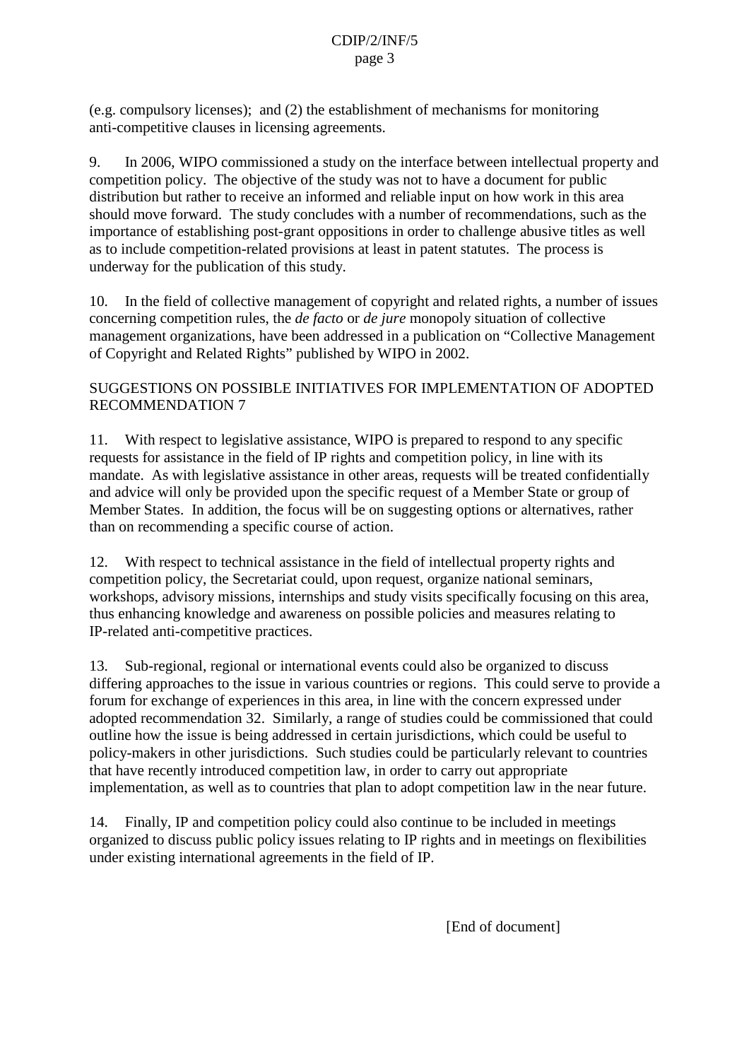(e.g. compulsory licenses); and (2) the establishment of mechanisms for monitoring anti-competitive clauses in licensing agreements.

9. In 2006, WIPO commissioned a study on the interface between intellectual property and competition policy. The objective of the study was not to have a document for public distribution but rather to receive an informed and reliable input on how work in this area should move forward. The study concludes with a number of recommendations, such as the importance of establishing post-grant oppositions in order to challenge abusive titles as well as to include competition-related provisions at least in patent statutes. The process is underway for the publication of this study.

10. In the field of collective management of copyright and related rights, a number of issues concerning competition rules, the *de facto* or *de jure* monopoly situation of collective management organizations, have been addressed in a publication on "Collective Management of Copyright and Related Rights" published by WIPO in 2002.

## SUGGESTIONS ON POSSIBLE INITIATIVES FOR IMPLEMENTATION OF ADOPTED RECOMMENDATION 7

11. With respect to legislative assistance, WIPO is prepared to respond to any specific requests for assistance in the field of IP rights and competition policy, in line with its mandate. As with legislative assistance in other areas, requests will be treated confidentially and advice will only be provided upon the specific request of a Member State or group of Member States. In addition, the focus will be on suggesting options or alternatives, rather than on recommending a specific course of action.

12. With respect to technical assistance in the field of intellectual property rights and competition policy, the Secretariat could, upon request, organize national seminars, workshops, advisory missions, internships and study visits specifically focusing on this area, thus enhancing knowledge and awareness on possible policies and measures relating to IP-related anti-competitive practices.

13. Sub-regional, regional or international events could also be organized to discuss differing approaches to the issue in various countries or regions. This could serve to provide a forum for exchange of experiences in this area, in line with the concern expressed under adopted recommendation 32. Similarly, a range of studies could be commissioned that could outline how the issue is being addressed in certain jurisdictions, which could be useful to policy-makers in other jurisdictions. Such studies could be particularly relevant to countries that have recently introduced competition law, in order to carry out appropriate implementation, as well as to countries that plan to adopt competition law in the near future.

14. Finally, IP and competition policy could also continue to be included in meetings organized to discuss public policy issues relating to IP rights and in meetings on flexibilities under existing international agreements in the field of IP.

[End of document]